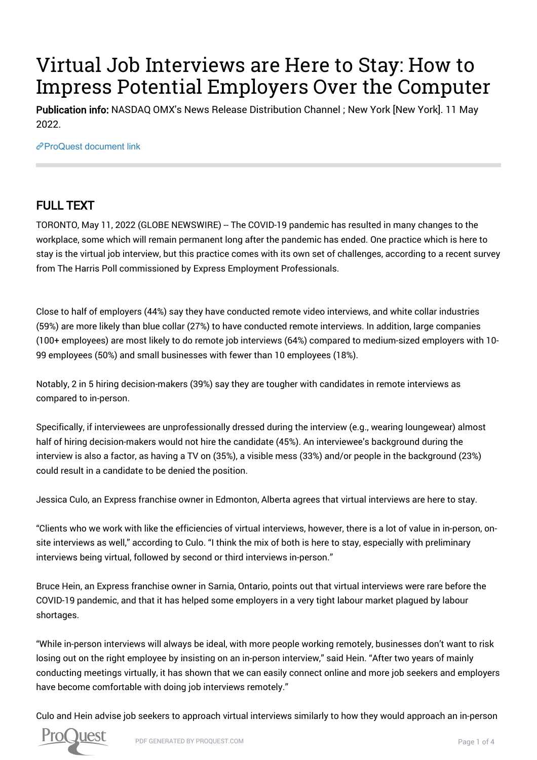# Virtual Job Interviews are Here to Stay: How to Impress Potential Employers Over the Computer

**Publication info:** NASDAQ OMX's News Release Distribution Channel ; New York [New York]. 11 May 2022.

ProQuest document link

## FULL TEXT

TORONTO, May 11, 2022 (GLOBE NEWSWIRE) -- The COVID-19 pandemic has resulted in many changes to the workplace, some which will remain permanent long after the pandemic has ended. One practice which is here to stay is the virtual job interview, but this practice comes with its own set of challenges, according to a recent survey from The Harris Poll commissioned by Express Employment Professionals.

Close to half of employers (44%) say they have conducted remote video interviews, and white collar industries (59%) are more likely than blue collar (27%) to have conducted remote interviews. In addition, large companies (100+ employees) are most likely to do remote job interviews (64%) compared to medium-sized employers with 10-99 employees (50%) and small businesses with fewer than 10 employees (18%).

Notably, 2 in 5 hiring decision-makers (39%) say they are tougher with candidates in remote interviews as compared to in-person.

Specifically, if interviewees are unprofessionally dressed during the interview (e.g., wearing loungewear) almost half of hiring decision-makers would not hire the candidate (45%). An interviewee's background during the interview is also a factor, as having a TV on (35%), a visible mess (33%) and/or people in the background (23%) could result in a candidate to be denied the position.

Jessica Culo, an Express franchise owner in Edmonton, Alberta agrees that virtual interviews are here to stay.

"Clients who we work with like the efficiencies of virtual interviews, however, there is a lot of value in in-person, on-site interviews as well," according to Culo. "I think the mix of both is here to stay, especially with preliminary interviews being virtual, followed by second or third interviews in-person."

Bruce Hein, an Express franchise owner in Sarnia, Ontario, points out that virtual interviews were rare before the COVID-19 pandemic, and that it has helped some employers in a very tight labour market plagued by labour shortages.

"While in-person interviews will always be ideal, with more people working remotely, businesses don't want to risk losing out on the right employee by insisting on an in-person interview," said Hein. "After two years of mainly conducting meetings virtually, it has shown that we can easily connect online and more job seekers and employers have become comfortable with doing job interviews remotely."

Culo and Hein advise job seekers to approach virtual interviews similarly to how they would approach an in-person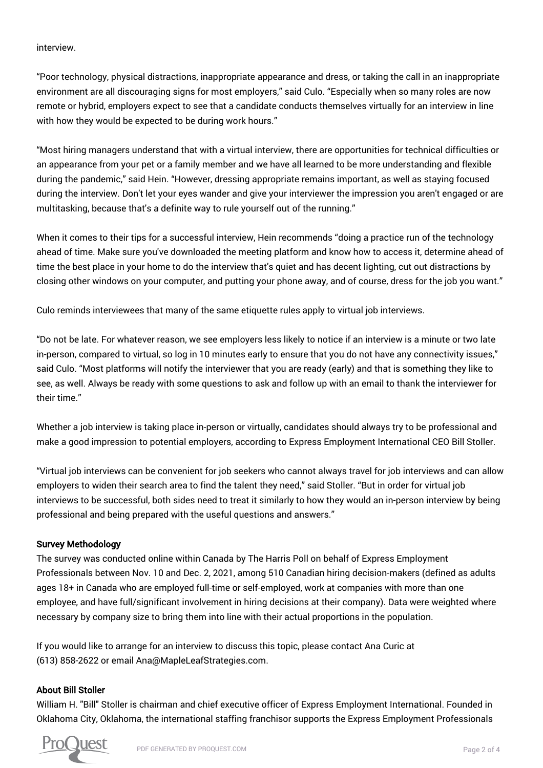interview.

“Poor technology, physical distractions, inappropriate appearance and dress, or taking the call in an inappropriate environment are all discouraging signs for most employers,” said Culo. “Especially when so many roles are now remote or hybrid, employers expect to see that a candidate conducts themselves virtually for an interview in line with how they would be expected to be during work hours.”

“Most hiring managers understand that with a virtual interview, there are opportunities for technical difficulties or an appearance from your pet or a family member and we have all learned to be more understanding and flexible during the pandemic,” said Hein. “However, dressing appropriate remains important, as well as staying focused during the interview. Don't let your eyes wander and give your interviewer the impression you aren't engaged or are multitasking, because that's a definite way to rule yourself out of the running.”

When it comes to their tips for a successful interview, Hein recommends “doing a practice run of the technology ahead of time. Make sure you've downloaded the meeting platform and know how to access it, determine ahead of time the best place in your home to do the interview that's quiet and has decent lighting, cut out distractions by closing other windows on your computer, and putting your phone away, and of course, dress for the job you want.”

Culo reminds interviewees that many of the same etiquette rules apply to virtual job interviews.

“Do not be late. For whatever reason, we see employers less likely to notice if an interview is a minute or two late in-person, compared to virtual, so log in 10 minutes early to ensure that you do not have any connectivity issues,” said Culo. “Most platforms will notify the interviewer that you are ready (early) and that is something they like to see, as well. Always be ready with some questions to ask and follow up with an email to thank the interviewer for their time.”

Whether a job interview is taking place in-person or virtually, candidates should always try to be professional and make a good impression to potential employers, according to Express Employment International CEO Bill Stoller.

“Virtual job interviews can be convenient for job seekers who cannot always travel for job interviews and can allow employers to widen their search area to find the talent they need,” said Stoller. “But in order for virtual job interviews to be successful, both sides need to treat it similarly to how they would an in-person interview by being professional and being prepared with the useful questions and answers.”

**Survey Methodology**

The survey was conducted online within Canada by The Harris Poll on behalf of Express Employment Professionals between Nov. 10 and Dec. 2, 2021, among 510 Canadian hiring decision-makers (defined as adults ages 18+ in Canada who are employed full-time or self-employed, work at companies with more than one employee, and have full/significant involvement in hiring decisions at their company). Data were weighted where necessary by company size to bring them into line with their actual proportions in the population.

If you would like to arrange for an interview to discuss this topic, please contact Ana Curic at (613) 858-2622 or email Ana@MapleLeafStrategies.com.

**About Bill Stoller**

William H. "Bill" Stoller is chairman and chief executive officer of Express Employment International. Founded in Oklahoma City, Oklahoma, the international staffing franchisor supports the Express Employment Professionals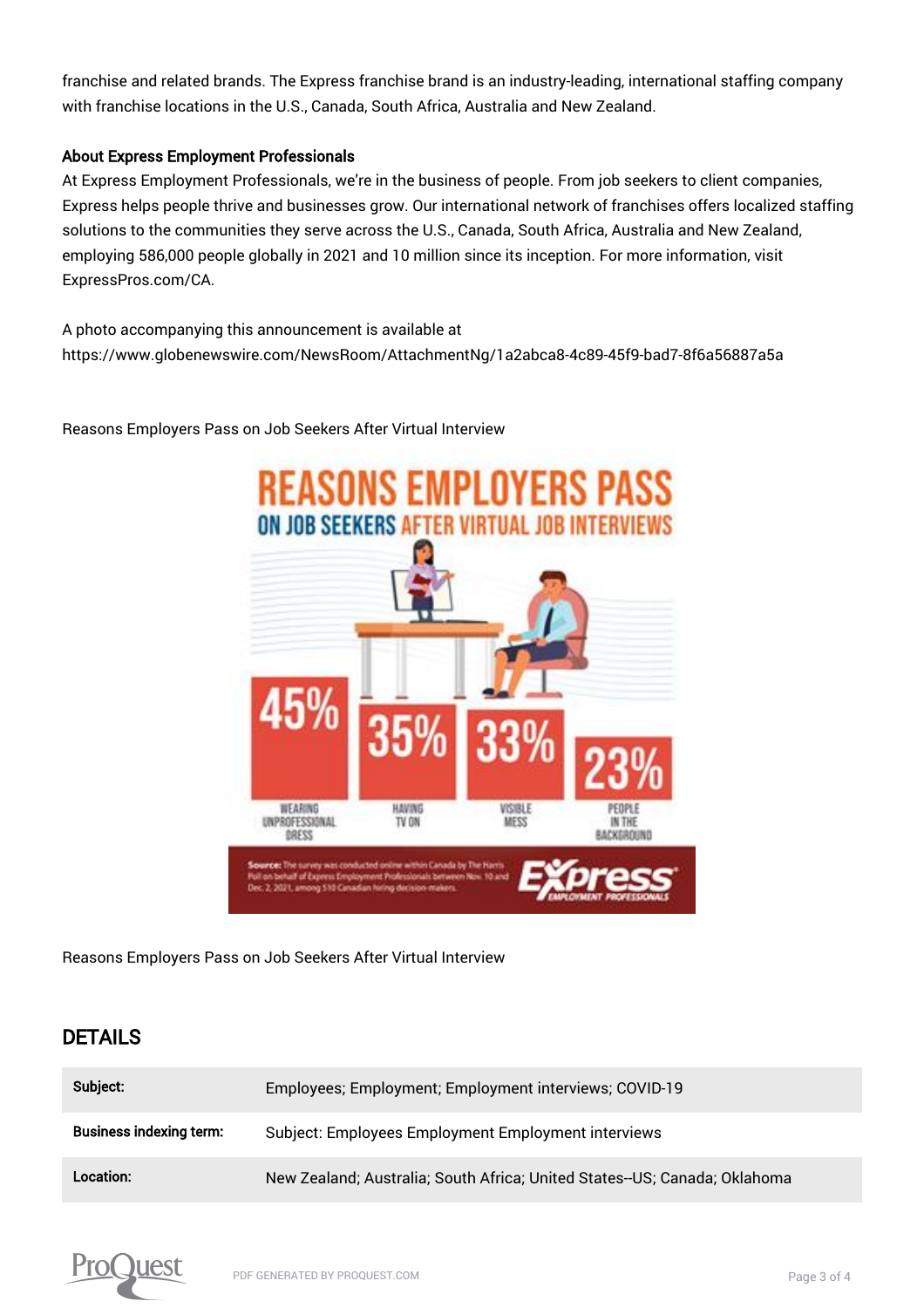franchise and related brands. The Express franchise brand is an industry-leading, international staffing company with franchise locations in the U.S., Canada, South Africa, Australia and New Zealand.

**About Express Employment Professionals**

At Express Employment Professionals, we're in the business of people. From job seekers to client companies, Express helps people thrive and businesses grow. Our international network of franchises offers localized staffing solutions to the communities they serve across the U.S., Canada, South Africa, Australia and New Zealand, employing 586,000 people globally in 2021 and 10 million since its inception. For more information, visit ExpressPros.com/CA.

A photo accompanying this announcement is available at https://www.globenewswire.com/NewsRoom/AttachmentNg/1a2abca8-4c89-45f9-bad7-8f6a56887a5a

Reasons Employers Pass on Job Seekers After Virtual Interview

Reasons Employers Pass on Job Seekers After Virtual Interview

## DETAILS

| | |
|---|---|
| **Subject:** | Employees; Employment; Employment interviews; COVID-19 |
| **Business indexing term:** | Subject: Employees Employment Employment interviews |
| **Location:** | New Zealand; Australia; South Africa; United States--US; Canada; Oklahoma |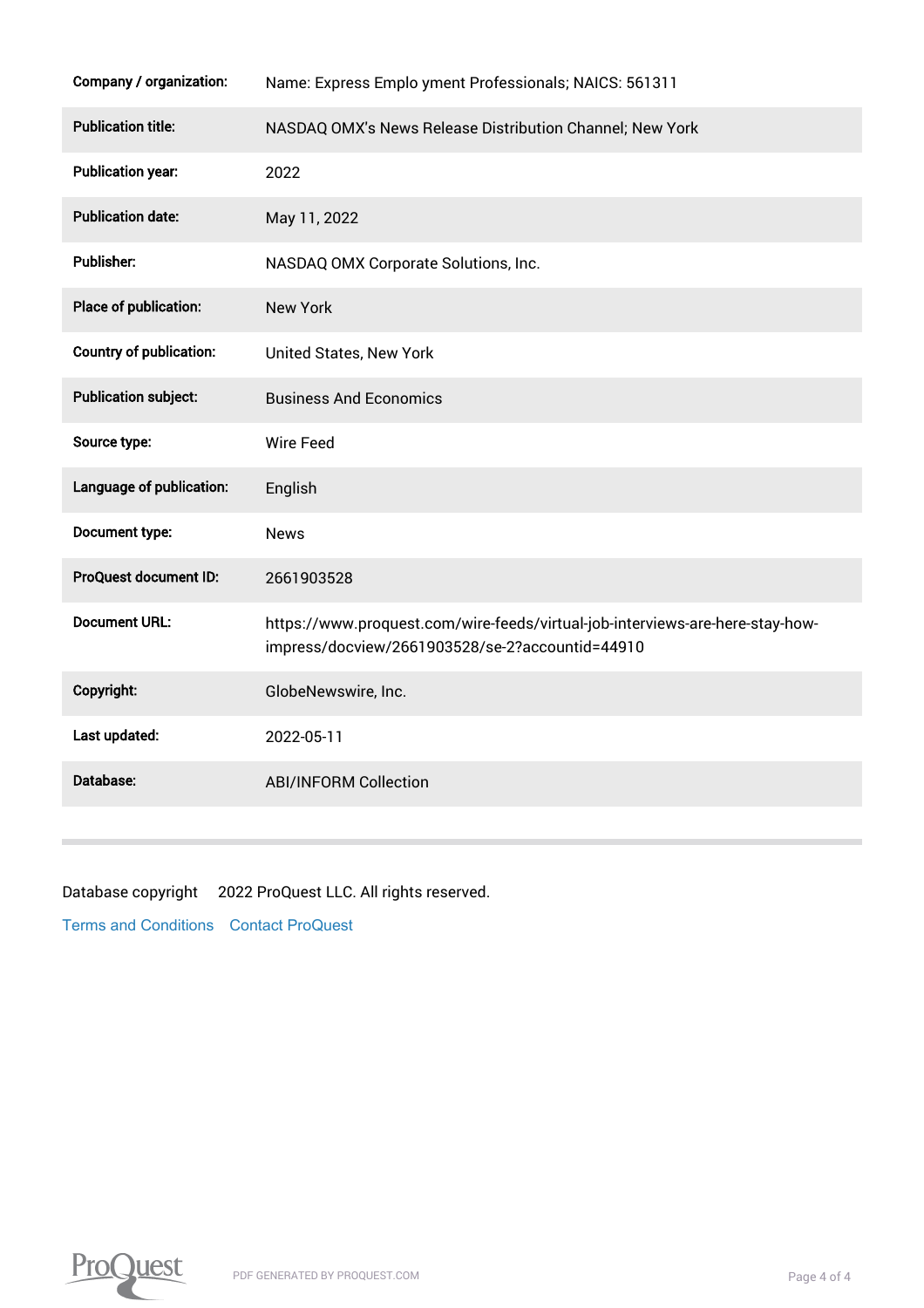| | |
|---|---|
| **Company / organization:** | Name: Express Emplo yment Professionals; NAICS: 561311 |
| **Publication title:** | NASDAQ OMX's News Release Distribution Channel; New York |
| **Publication year:** | 2022 |
| **Publication date:** | May 11, 2022 |
| **Publisher:** | NASDAQ OMX Corporate Solutions, Inc. |
| **Place of publication:** | New York |
| **Country of publication:** | United States, New York |
| **Publication subject:** | Business And Economics |
| **Source type:** | Wire Feed |
| **Language of publication:** | English |
| **Document type:** | News |
| **ProQuest document ID:** | 2661903528 |
| **Document URL:** | https://www.proquest.com/wire-feeds/virtual-job-interviews-are-here-stay-how-impress/docview/2661903528/se-2?accountid=44910 |
| **Copyright:** | GlobeNewswire, Inc. |
| **Last updated:** | 2022-05-11 |
| **Database:** | ABI/INFORM Collection |

Database copyright 2022 ProQuest LLC. All rights reserved.

Terms and Conditions Contact ProQuest